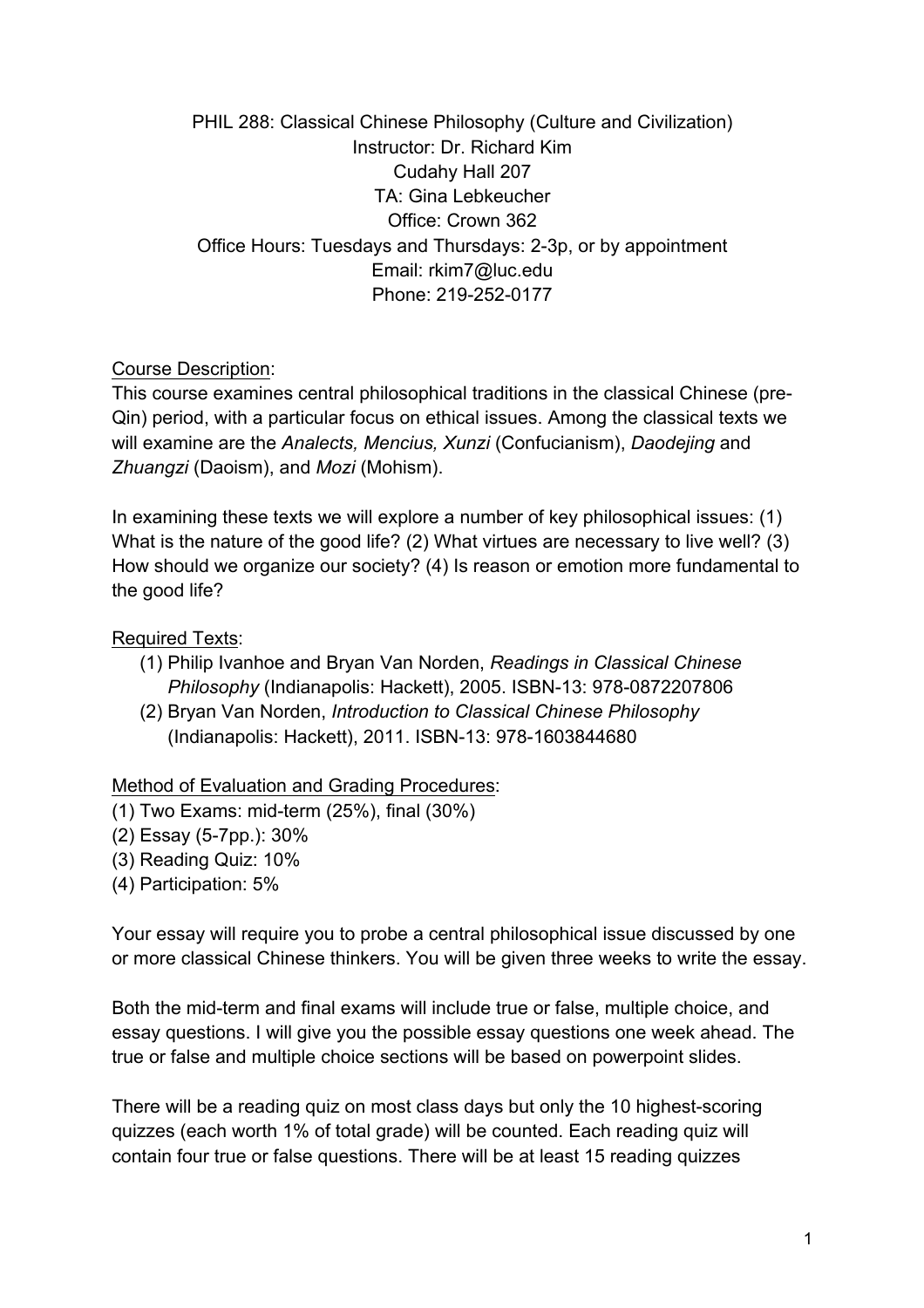PHIL 288: Classical Chinese Philosophy (Culture and Civilization)
Instructor: Dr. Richard Kim
Cudahy Hall 207
TA: Gina Lebkeucher
Office: Crown 362
Office Hours: Tuesdays and Thursdays: 2-3p, or by appointment
Email: rkim7@luc.edu
Phone: 219-252-0177

Course Description:

This course examines central philosophical traditions in the classical Chinese (pre-Qin) period, with a particular focus on ethical issues. Among the classical texts we will examine are the *Analects, Mencius, Xunzi* (Confucianism), *Daodejing* and *Zhuangzi* (Daoism), and *Mozi* (Mohism).

In examining these texts we will explore a number of key philosophical issues: (1) What is the nature of the good life? (2) What virtues are necessary to live well? (3) How should we organize our society? (4) Is reason or emotion more fundamental to the good life?

Required Texts:

(1) Philip Ivanhoe and Bryan Van Norden, *Readings in Classical Chinese Philosophy* (Indianapolis: Hackett), 2005. ISBN-13: 978-0872207806
(2) Bryan Van Norden, *Introduction to Classical Chinese Philosophy* (Indianapolis: Hackett), 2011. ISBN-13: 978-1603844680

Method of Evaluation and Grading Procedures:

(1) Two Exams: mid-term (25%), final (30%)
(2) Essay (5-7pp.): 30%
(3) Reading Quiz: 10%
(4) Participation: 5%

Your essay will require you to probe a central philosophical issue discussed by one or more classical Chinese thinkers. You will be given three weeks to write the essay.

Both the mid-term and final exams will include true or false, multiple choice, and essay questions. I will give you the possible essay questions one week ahead. The true or false and multiple choice sections will be based on powerpoint slides.

There will be a reading quiz on most class days but only the 10 highest-scoring quizzes (each worth 1% of total grade) will be counted. Each reading quiz will contain four true or false questions. There will be at least 15 reading quizzes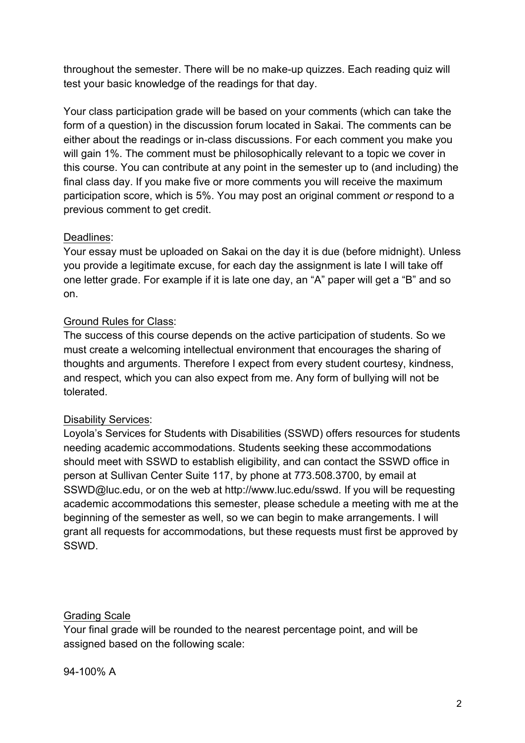throughout the semester. There will be no make-up quizzes. Each reading quiz will test your basic knowledge of the readings for that day.

Your class participation grade will be based on your comments (which can take the form of a question) in the discussion forum located in Sakai. The comments can be either about the readings or in-class discussions. For each comment you make you will gain 1%. The comment must be philosophically relevant to a topic we cover in this course. You can contribute at any point in the semester up to (and including) the final class day. If you make five or more comments you will receive the maximum participation score, which is 5%. You may post an original comment *or* respond to a previous comment to get credit.

Deadlines:

Your essay must be uploaded on Sakai on the day it is due (before midnight). Unless you provide a legitimate excuse, for each day the assignment is late I will take off one letter grade. For example if it is late one day, an "A" paper will get a "B" and so on.

Ground Rules for Class:

The success of this course depends on the active participation of students. So we must create a welcoming intellectual environment that encourages the sharing of thoughts and arguments. Therefore I expect from every student courtesy, kindness, and respect, which you can also expect from me. Any form of bullying will not be tolerated.

Disability Services:

Loyola's Services for Students with Disabilities (SSWD) offers resources for students needing academic accommodations. Students seeking these accommodations should meet with SSWD to establish eligibility, and can contact the SSWD office in person at Sullivan Center Suite 117, by phone at 773.508.3700, by email at SSWD@luc.edu, or on the web at http://www.luc.edu/sswd. If you will be requesting academic accommodations this semester, please schedule a meeting with me at the beginning of the semester as well, so we can begin to make arrangements. I will grant all requests for accommodations, but these requests must first be approved by SSWD.

Grading Scale

Your final grade will be rounded to the nearest percentage point, and will be assigned based on the following scale:

94-100% A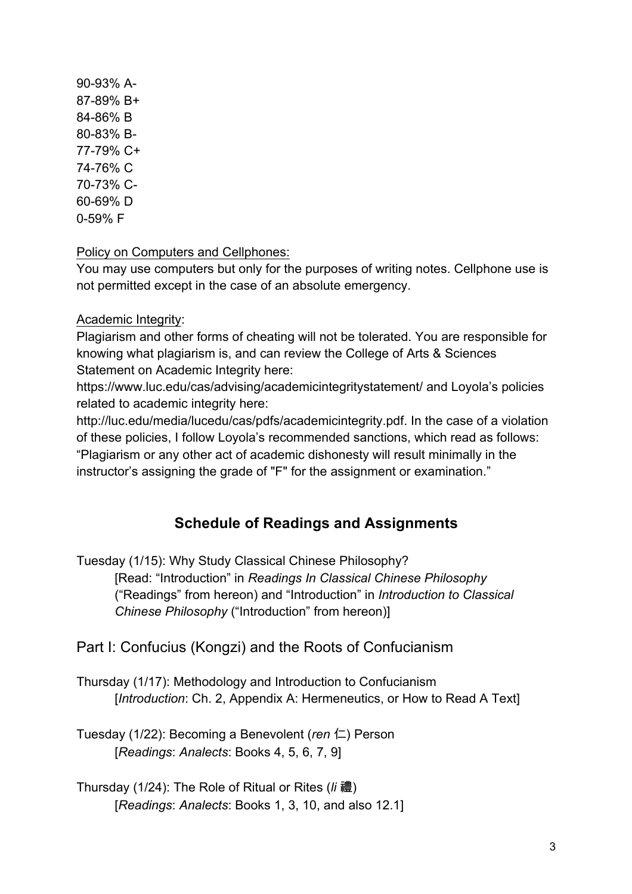90-93% A-
87-89% B+
84-86% B
80-83% B-
77-79% C+
74-76% C
70-73% C-
60-69% D
0-59% F

Policy on Computers and Cellphones:
You may use computers but only for the purposes of writing notes. Cellphone use is not permitted except in the case of an absolute emergency.

Academic Integrity:
Plagiarism and other forms of cheating will not be tolerated. You are responsible for knowing what plagiarism is, and can review the College of Arts & Sciences Statement on Academic Integrity here: https://www.luc.edu/cas/advising/academicintegritystatement/ and Loyola's policies related to academic integrity here: http://luc.edu/media/lucedu/cas/pdfs/academicintegrity.pdf. In the case of a violation of these policies, I follow Loyola's recommended sanctions, which read as follows: "Plagiarism or any other act of academic dishonesty will result minimally in the instructor's assigning the grade of "F" for the assignment or examination."

## Schedule of Readings and Assignments

Tuesday (1/15): Why Study Classical Chinese Philosophy?
[Read: "Introduction" in *Readings In Classical Chinese Philosophy* ("Readings" from hereon) and "Introduction" in *Introduction to Classical Chinese Philosophy* ("Introduction" from hereon)]

### Part I: Confucius (Kongzi) and the Roots of Confucianism

Thursday (1/17): Methodology and Introduction to Confucianism
[*Introduction*: Ch. 2, Appendix A: Hermeneutics, or How to Read A Text]

Tuesday (1/22): Becoming a Benevolent (*ren* 仁) Person
[*Readings*: *Analects*: Books 4, 5, 6, 7, 9]

Thursday (1/24): The Role of Ritual or Rites (*li* 禮)
[*Readings*: *Analects*: Books 1, 3, 10, and also 12.1]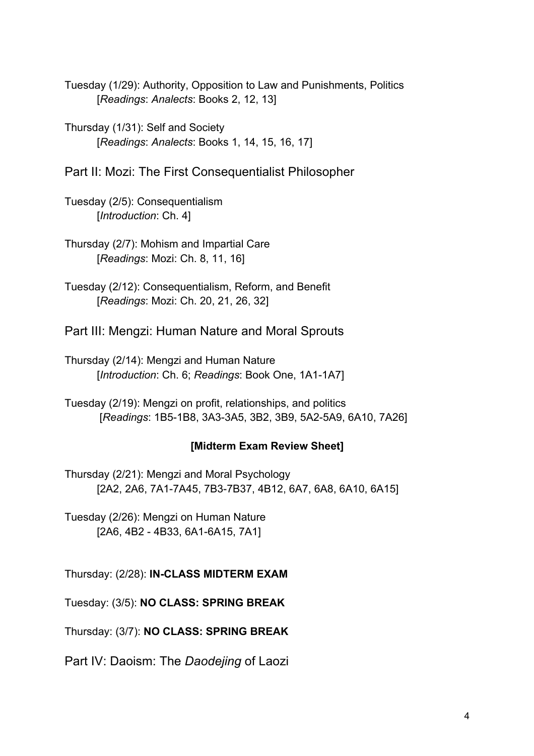Tuesday (1/29): Authority, Opposition to Law and Punishments, Politics
[*Readings*: *Analects*: Books 2, 12, 13]

Thursday (1/31): Self and Society
[*Readings*: *Analects*: Books 1, 14, 15, 16, 17]

## Part II: Mozi: The First Consequentialist Philosopher

Tuesday (2/5): Consequentialism
[*Introduction*: Ch. 4]

Thursday (2/7): Mohism and Impartial Care
[*Readings*: Mozi: Ch. 8, 11, 16]

Tuesday (2/12): Consequentialism, Reform, and Benefit
[*Readings*: Mozi: Ch. 20, 21, 26, 32]

## Part III: Mengzi: Human Nature and Moral Sprouts

Thursday (2/14): Mengzi and Human Nature
[*Introduction*: Ch. 6; *Readings*: Book One, 1A1-1A7]

Tuesday (2/19): Mengzi on profit, relationships, and politics
[*Readings*: 1B5-1B8, 3A3-3A5, 3B2, 3B9, 5A2-5A9, 6A10, 7A26]

**[Midterm Exam Review Sheet]**

Thursday (2/21): Mengzi and Moral Psychology
[2A2, 2A6, 7A1-7A45, 7B3-7B37, 4B12, 6A7, 6A8, 6A10, 6A15]

Tuesday (2/26): Mengzi on Human Nature
[2A6, 4B2 - 4B33, 6A1-6A15, 7A1]

Thursday: (2/28): **IN-CLASS MIDTERM EXAM**

Tuesday: (3/5): **NO CLASS: SPRING BREAK**

Thursday: (3/7): **NO CLASS: SPRING BREAK**

## Part IV: Daoism: The *Daodejing* of Laozi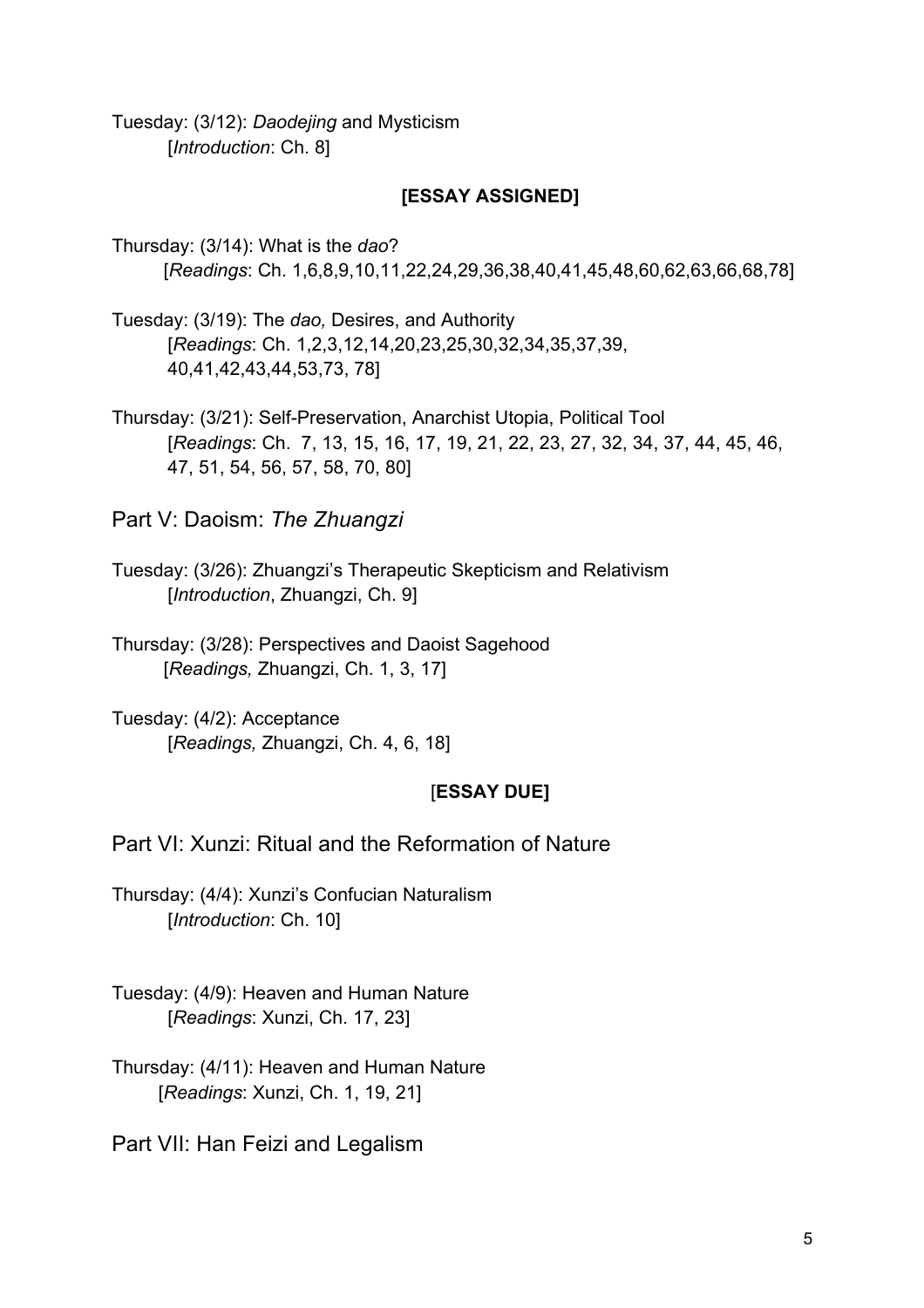Tuesday: (3/12): *Daodejing* and Mysticism
[*Introduction*: Ch. 8]

**[ESSAY ASSIGNED]**

Thursday: (3/14): What is the *dao*?
[*Readings*: Ch. 1,6,8,9,10,11,22,24,29,36,38,40,41,45,48,60,62,63,66,68,78]

Tuesday: (3/19): The *dao,* Desires, and Authority
[*Readings*: Ch. 1,2,3,12,14,20,23,25,30,32,34,35,37,39, 40,41,42,43,44,53,73, 78]

Thursday: (3/21): Self-Preservation, Anarchist Utopia, Political Tool
[*Readings*: Ch. 7, 13, 15, 16, 17, 19, 21, 22, 23, 27, 32, 34, 37, 44, 45, 46, 47, 51, 54, 56, 57, 58, 70, 80]

## Part V: Daoism: *The Zhuangzi*

Tuesday: (3/26): Zhuangzi's Therapeutic Skepticism and Relativism
[*Introduction*, Zhuangzi, Ch. 9]

Thursday: (3/28): Perspectives and Daoist Sagehood
[*Readings,* Zhuangzi, Ch. 1, 3, 17]

Tuesday: (4/2): Acceptance
[*Readings,* Zhuangzi, Ch. 4, 6, 18]

[**ESSAY DUE]**

## Part VI: Xunzi: Ritual and the Reformation of Nature

Thursday: (4/4): Xunzi's Confucian Naturalism
[*Introduction*: Ch. 10]

Tuesday: (4/9): Heaven and Human Nature
[*Readings*: Xunzi, Ch. 17, 23]

Thursday: (4/11): Heaven and Human Nature
[*Readings*: Xunzi, Ch. 1, 19, 21]

## Part VII: Han Feizi and Legalism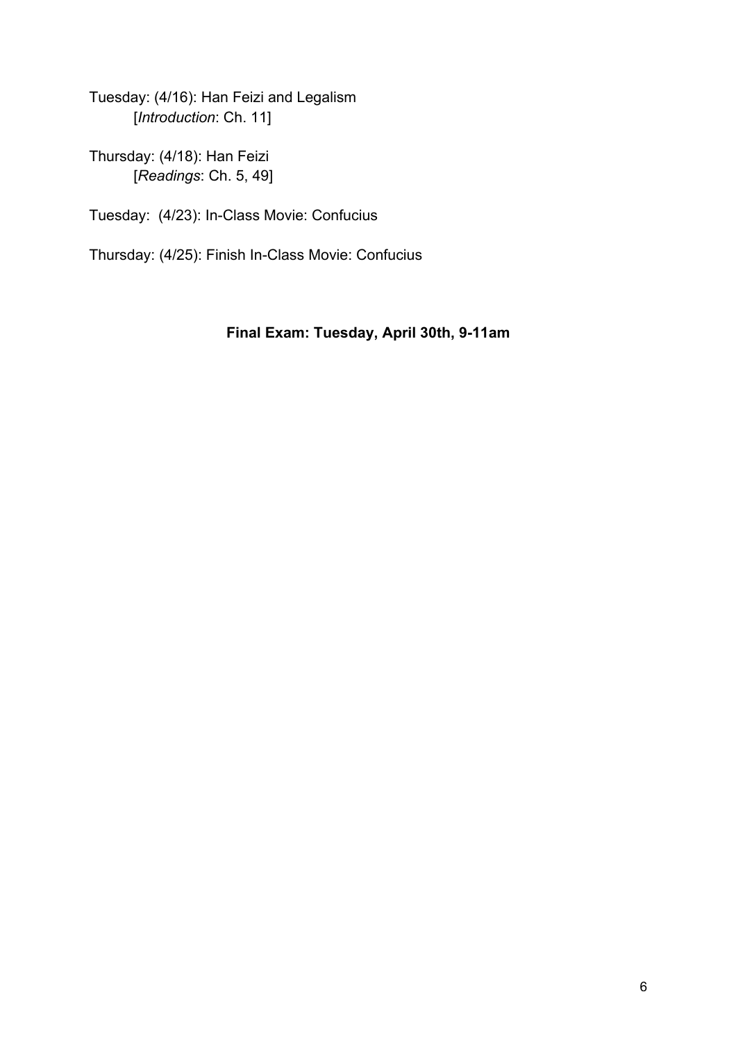Tuesday: (4/16): Han Feizi and Legalism
[*Introduction*: Ch. 11]

Thursday: (4/18): Han Feizi
[*Readings*: Ch. 5, 49]

Tuesday: (4/23): In-Class Movie: Confucius

Thursday: (4/25): Finish In-Class Movie: Confucius

**Final Exam: Tuesday, April 30th, 9-11am**